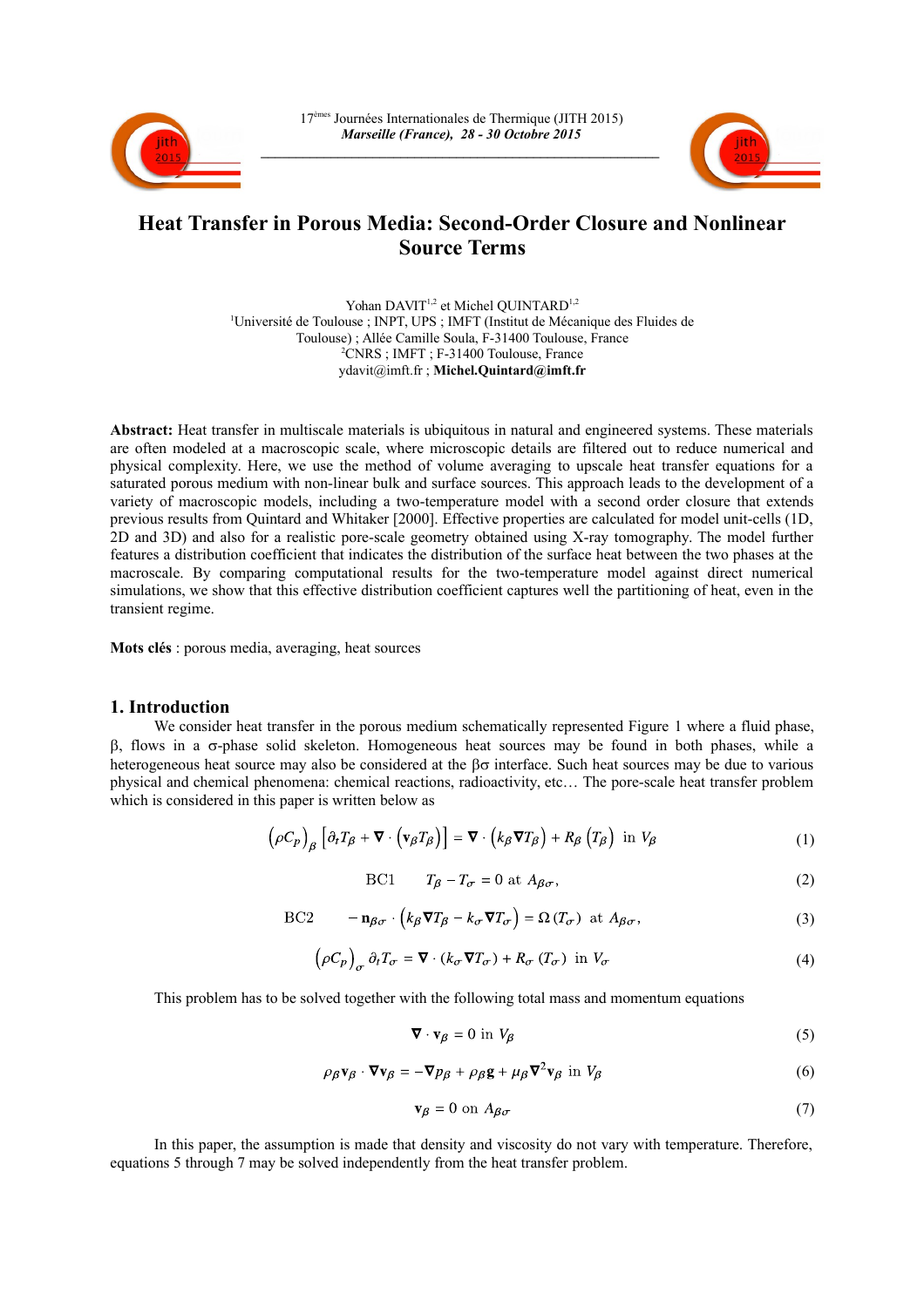# Heat Transfer in Porous Media: Second-Order Closure and Nonlinear Source Terms

Yohan DAVIT[1,2] et Michel QUINTARD[1,2]

[1]Université de Toulouse ; INPT, UPS ; IMFT (Institut de Mécanique des Fluides de Toulouse) ; Allée Camille Soula, F-31400 Toulouse, France

[2]CNRS ; IMFT ; F-31400 Toulouse, France

ydavit@imft.fr ; **Michel.Quintard@imft.fr**

**Abstract:** Heat transfer in multiscale materials is ubiquitous in natural and engineered systems. These materials are often modeled at a macroscopic scale, where microscopic details are filtered out to reduce numerical and physical complexity. Here, we use the method of volume averaging to upscale heat transfer equations for a saturated porous medium with non-linear bulk and surface sources. This approach leads to the development of a variety of macroscopic models, including a two-temperature model with a second order closure that extends previous results from Quintard and Whitaker [2000]. Effective properties are calculated for model unit-cells (1D, 2D and 3D) and also for a realistic pore-scale geometry obtained using X-ray tomography. The model further features a distribution coefficient that indicates the distribution of the surface heat between the two phases at the macroscale. By comparing computational results for the two-temperature model against direct numerical simulations, we show that this effective distribution coefficient captures well the partitioning of heat, even in the transient regime.

**Mots clés** : porous media, averaging, heat sources

## 1. Introduction

We consider heat transfer in the porous medium schematically represented Figure 1 where a fluid phase, β, flows in a σ-phase solid skeleton. Homogeneous heat sources may be found in both phases, while a heterogeneous heat source may also be considered at the βσ interface. Such heat sources may be due to various physical and chemical phenomena: chemical reactions, radioactivity, etc… The pore-scale heat transfer problem which is considered in this paper is written below as

$$\left(\rho C_P\right)_\beta \left[\partial_t T_\beta + \nabla \cdot \left(\mathbf{v}_\beta T_\beta\right)\right] = \nabla \cdot \left(k_\beta \nabla T_\beta\right) + R_\beta\left(T_\beta\right) \text{ in } V_\beta \tag{1}$$

$$\text{BC1} \qquad T_\beta - T_\sigma = 0 \text{ at } A_{\beta\sigma}, \tag{2}$$

$$\text{BC2} \qquad -\mathbf{n}_{\beta\sigma} \cdot \left(k_\beta \nabla T_\beta - k_\sigma \nabla T_\sigma\right) = \Omega\left(T_\sigma\right) \text{ at } A_{\beta\sigma}, \tag{3}$$

$$\left(\rho C_P\right)_\sigma \partial_t T_\sigma = \nabla \cdot \left(k_\sigma \nabla T_\sigma\right) + R_\sigma\left(T_\sigma\right) \text{ in } V_\sigma \tag{4}$$

This problem has to be solved together with the following total mass and momentum equations

$$\nabla \cdot \mathbf{v}_\beta = 0 \text{ in } V_\beta \tag{5}$$

$$\rho_\beta \mathbf{v}_\beta \cdot \nabla \mathbf{v}_\beta = -\nabla p_\beta + \rho_\beta \mathbf{g} + \mu_\beta \nabla^2 \mathbf{v}_\beta \text{ in } V_\beta \tag{6}$$

$$\mathbf{v}_\beta = 0 \text{ on } A_{\beta\sigma} \tag{7}$$

In this paper, the assumption is made that density and viscosity do not vary with temperature. Therefore, equations 5 through 7 may be solved independently from the heat transfer problem.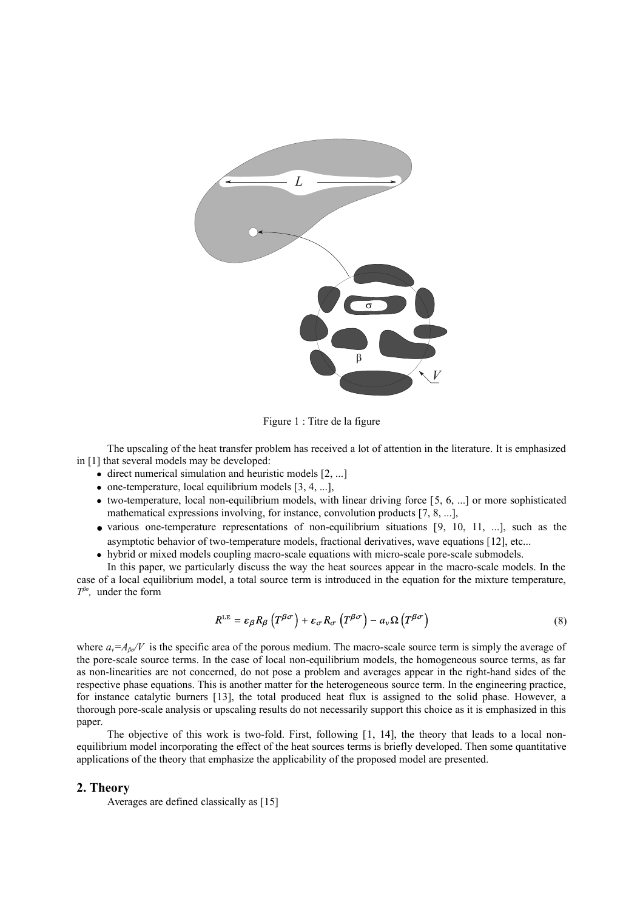Figure 1 : Titre de la figure

The upscaling of the heat transfer problem has received a lot of attention in the literature. It is emphasized in [1] that several models may be developed:

- direct numerical simulation and heuristic models [2, ...]
- one-temperature, local equilibrium models [3, 4, ...],
- two-temperature, local non-equilibrium models, with linear driving force [5, 6, ...] or more sophisticated mathematical expressions involving, for instance, convolution products [7, 8, ...],
- various one-temperature representations of non-equilibrium situations [9, 10, 11, ...], such as the asymptotic behavior of two-temperature models, fractional derivatives, wave equations [12], etc...
- hybrid or mixed models coupling macro-scale equations with micro-scale pore-scale submodels.

In this paper, we particularly discuss the way the heat sources appear in the macro-scale models. In the case of a local equilibrium model, a total source term is introduced in the equation for the mixture temperature, $T^{\beta\sigma}$, under the form

$$R^{\mathrm{LE}} = \varepsilon_\beta R_\beta \left(T^{\beta\sigma}\right) + \varepsilon_\sigma R_\sigma \left(T^{\beta\sigma}\right) - a_v \Omega \left(T^{\beta\sigma}\right) \tag{8}$$

where $a_v = A_{\beta\sigma}/V$ is the specific area of the porous medium. The macro-scale source term is simply the average of the pore-scale source terms. In the case of local non-equilibrium models, the homogeneous source terms, as far as non-linearities are not concerned, do not pose a problem and averages appear in the right-hand sides of the respective phase equations. This is another matter for the heterogeneous source term. In the engineering practice, for instance catalytic burners [13], the total produced heat flux is assigned to the solid phase. However, a thorough pore-scale analysis or upscaling results do not necessarily support this choice as it is emphasized in this paper.

The objective of this work is two-fold. First, following [1, 14], the theory that leads to a local non-equilibrium model incorporating the effect of the heat sources terms is briefly developed. Then some quantitative applications of the theory that emphasize the applicability of the proposed model are presented.

## 2. Theory

Averages are defined classically as [15]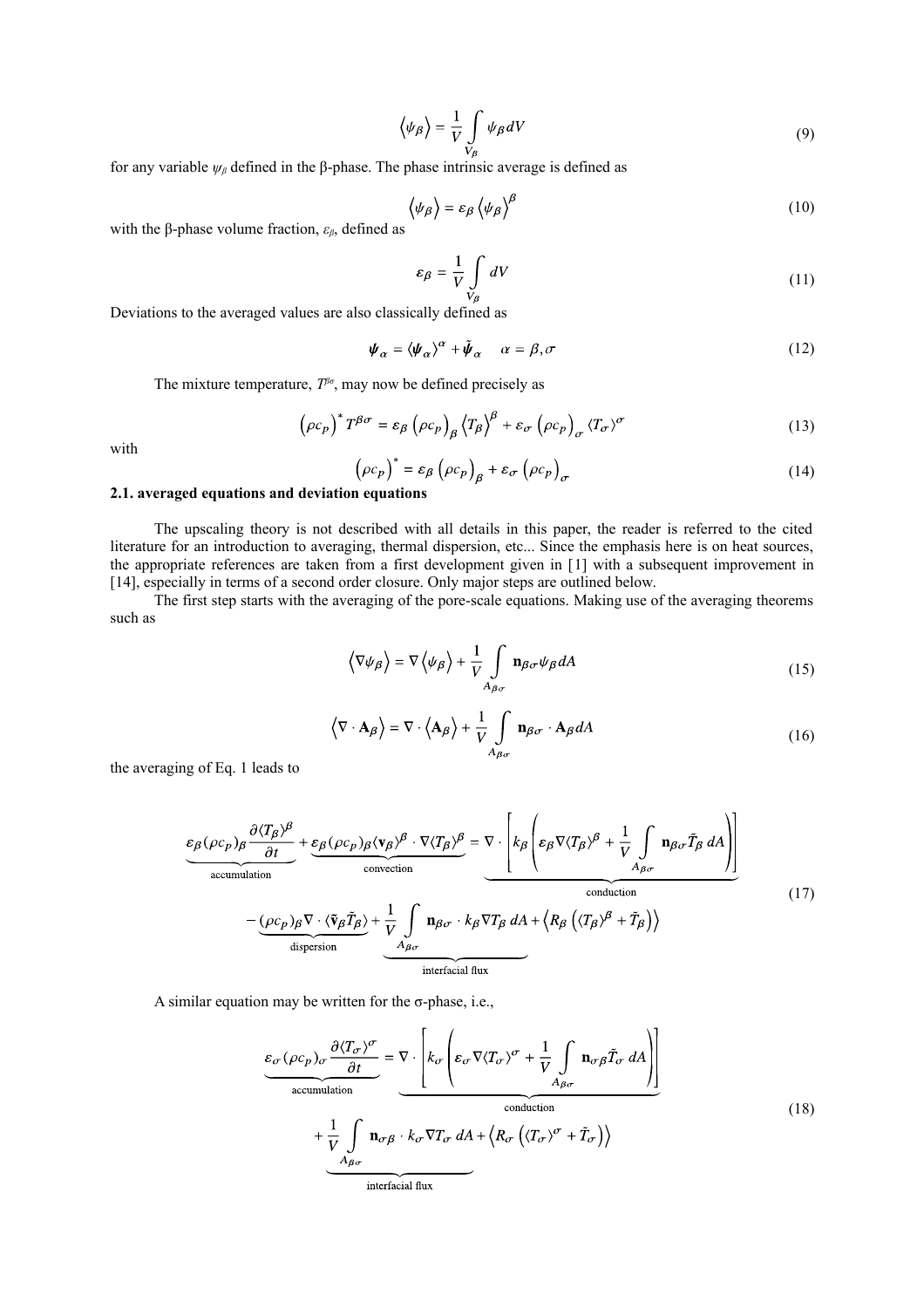$$\langle \psi_\beta \rangle = \frac{1}{V} \int_{V_\beta} \psi_\beta dV \tag{9}$$

for any variable $\psi_\beta$ defined in the β-phase. The phase intrinsic average is defined as

$$\langle \psi_\beta \rangle = \varepsilon_\beta \langle \psi_\beta \rangle^\beta \tag{10}$$

with the β-phase volume fraction, $\varepsilon_\beta$, defined as

$$\varepsilon_\beta = \frac{1}{V} \int_{V_\beta} dV \tag{11}$$

Deviations to the averaged values are also classically defined as

$$\boldsymbol{\psi}_\alpha = \langle \boldsymbol{\psi}_\alpha \rangle^\alpha + \tilde{\boldsymbol{\psi}}_\alpha \quad \alpha = \beta, \sigma \tag{12}$$

The mixture temperature, $T^{\beta\sigma}$, may now be defined precisely as

$$\left(\rho c_p\right)^* T^{\beta\sigma} = \varepsilon_\beta \left(\rho c_p\right)_\beta \langle T_\beta \rangle^\beta + \varepsilon_\sigma \left(\rho c_p\right)_\sigma \langle T_\sigma \rangle^\sigma \tag{13}$$

with

$$\left(\rho c_p\right)^* = \varepsilon_\beta \left(\rho c_p\right)_\beta + \varepsilon_\sigma \left(\rho c_p\right)_\sigma \tag{14}$$

### 2.1. averaged equations and deviation equations

The upscaling theory is not described with all details in this paper, the reader is referred to the cited literature for an introduction to averaging, thermal dispersion, etc... Since the emphasis here is on heat sources, the appropriate references are taken from a first development given in [1] with a subsequent improvement in [14], especially in terms of a second order closure. Only major steps are outlined below.

The first step starts with the averaging of the pore-scale equations. Making use of the averaging theorems such as

$$\langle \nabla \psi_\beta \rangle = \nabla \langle \psi_\beta \rangle + \frac{1}{V} \int_{A_{\beta\sigma}} \mathbf{n}_{\beta\sigma} \psi_\beta dA \tag{15}$$

$$\langle \nabla \cdot \mathbf{A}_\beta \rangle = \nabla \cdot \langle \mathbf{A}_\beta \rangle + \frac{1}{V} \int_{A_{\beta\sigma}} \mathbf{n}_{\beta\sigma} \cdot \mathbf{A}_\beta dA \tag{16}$$

the averaging of Eq. 1 leads to

$$\begin{aligned}
\underbrace{\varepsilon_\beta (\rho c_p)_\beta \frac{\partial \langle T_\beta \rangle^\beta}{\partial t}}_{\text{accumulation}} + \underbrace{\varepsilon_\beta (\rho c_p)_\beta \langle \mathbf{v}_\beta \rangle^\beta \cdot \nabla \langle T_\beta \rangle^\beta}_{\text{convection}} &= \underbrace{\nabla \cdot \left[ k_\beta \left( \varepsilon_\beta \nabla \langle T_\beta \rangle^\beta + \frac{1}{V} \int_{A_{\beta\sigma}} \mathbf{n}_{\beta\sigma} \tilde{T}_\beta \, dA \right) \right]}_{\text{conduction}} \\
& - \underbrace{(\rho c_p)_\beta \nabla \cdot \langle \tilde{\mathbf{v}}_\beta \tilde{T}_\beta \rangle}_{\text{dispersion}} + \underbrace{\frac{1}{V} \int_{A_{\beta\sigma}} \mathbf{n}_{\beta\sigma} \cdot k_\beta \nabla T_\beta \, dA}_{\text{interfacial flux}} + \left\langle R_\beta \left( \langle T_\beta \rangle^\beta + \tilde{T}_\beta \right) \right\rangle
\end{aligned} \tag{17}$$

A similar equation may be written for the σ-phase, i.e.,

$$\begin{aligned}
\underbrace{\varepsilon_\sigma (\rho c_p)_\sigma \frac{\partial \langle T_\sigma \rangle^\sigma}{\partial t}}_{\text{accumulation}} &= \underbrace{\nabla \cdot \left[ k_\sigma \left( \varepsilon_\sigma \nabla \langle T_\sigma \rangle^\sigma + \frac{1}{V} \int_{A_{\beta\sigma}} \mathbf{n}_{\sigma\beta} \tilde{T}_\sigma \, dA \right) \right]}_{\text{conduction}} \\
& + \underbrace{\frac{1}{V} \int_{A_{\beta\sigma}} \mathbf{n}_{\sigma\beta} \cdot k_\sigma \nabla T_\sigma \, dA}_{\text{interfacial flux}} + \left\langle R_\sigma \left( \langle T_\sigma \rangle^\sigma + \tilde{T}_\sigma \right) \right\rangle
\end{aligned} \tag{18}$$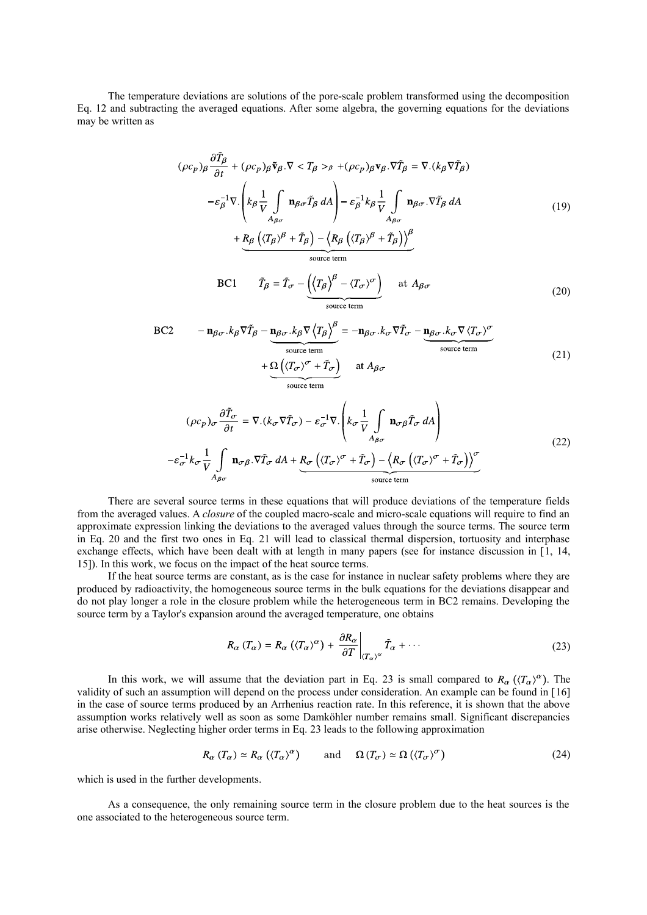The temperature deviations are solutions of the pore-scale problem transformed using the decomposition Eq. 12 and subtracting the averaged equations. After some algebra, the governing equations for the deviations may be written as

$$
\begin{gathered}
(\rho c_p)_\beta \frac{\partial \tilde{T}_\beta}{\partial t} + (\rho c_p)_\beta \tilde{\mathbf{v}}_\beta . \nabla < T_\beta >^\beta + (\rho c_p)_\beta \mathbf{v}_\beta . \nabla \tilde{T}_\beta = \nabla . (k_\beta \nabla \tilde{T}_\beta) \\
- \varepsilon_\beta^{-1} \nabla . \left( k_\beta \frac{1}{V} \int_{A_{\beta\sigma}} \mathbf{n}_{\beta\sigma} \tilde{T}_\beta \, dA \right) - \varepsilon_\beta^{-1} k_\beta \frac{1}{V} \int_{A_{\beta\sigma}} \mathbf{n}_{\beta\sigma} . \nabla \tilde{T}_\beta \, dA \\
+ \underbrace{R_\beta \left( \langle T_\beta \rangle^\beta + \tilde{T}_\beta \right) - \left\langle R_\beta \left( \langle T_\beta \rangle^\beta + \tilde{T}_\beta \right) \right\rangle^\beta}_{\text{source term}}
\end{gathered}
\tag{19}
$$

$$
\text{BC1} \qquad \tilde{T}_\beta = \tilde{T}_\sigma - \underbrace{\left( \left\langle T_\beta \right\rangle^\beta - \langle T_\sigma \rangle^\sigma \right)}_{\text{source term}} \quad \text{at } A_{\beta\sigma}
\tag{20}
$$

$$
\begin{gathered}
\text{BC2} \qquad - \mathbf{n}_{\beta\sigma} . k_\beta \nabla \tilde{T}_\beta - \underbrace{\mathbf{n}_{\beta\sigma} . k_\beta \nabla \left\langle T_\beta \right\rangle^\beta}_{\text{source term}} = - \mathbf{n}_{\beta\sigma} . k_\sigma \nabla \tilde{T}_\sigma - \underbrace{\mathbf{n}_{\beta\sigma} . k_\sigma \nabla \langle T_\sigma \rangle^\sigma}_{\text{source term}} \\
+ \underbrace{\Omega \left( \langle T_\sigma \rangle^\sigma + \tilde{T}_\sigma \right)}_{\text{source term}} \quad \text{at } A_{\beta\sigma}
\end{gathered}
\tag{21}
$$

$$
\begin{gathered}
(\rho c_p)_\sigma \frac{\partial \tilde{T}_\sigma}{\partial t} = \nabla . (k_\sigma \nabla \tilde{T}_\sigma) - \varepsilon_\sigma^{-1} \nabla . \left( k_\sigma \frac{1}{V} \int_{A_{\beta\sigma}} \mathbf{n}_{\sigma\beta} \tilde{T}_\sigma \, dA \right) \\
- \varepsilon_\sigma^{-1} k_\sigma \frac{1}{V} \int_{A_{\beta\sigma}} \mathbf{n}_{\sigma\beta} . \nabla \tilde{T}_\sigma \, dA + \underbrace{R_\sigma \left( \langle T_\sigma \rangle^\sigma + \tilde{T}_\sigma \right) - \left\langle R_\sigma \left( \langle T_\sigma \rangle^\sigma + \tilde{T}_\sigma \right) \right\rangle^\sigma}_{\text{source term}}
\end{gathered}
\tag{22}
$$

There are several source terms in these equations that will produce deviations of the temperature fields from the averaged values. A *closure* of the coupled macro-scale and micro-scale equations will require to find an approximate expression linking the deviations to the averaged values through the source terms. The source term in Eq. 20 and the first two ones in Eq. 21 will lead to classical thermal dispersion, tortuosity and interphase exchange effects, which have been dealt with at length in many papers (see for instance discussion in [1, 14, 15]). In this work, we focus on the impact of the heat source terms.

If the heat source terms are constant, as is the case for instance in nuclear safety problems where they are produced by radioactivity, the homogeneous source terms in the bulk equations for the deviations disappear and do not play longer a role in the closure problem while the heterogeneous term in BC2 remains. Developing the source term by a Taylor's expansion around the averaged temperature, one obtains

$$
R_\alpha (T_\alpha) = R_\alpha \left( \langle T_\alpha \rangle^\alpha \right) + \left. \frac{\partial R_\alpha}{\partial T} \right|_{\langle T_\alpha \rangle^\alpha} \tilde{T}_\alpha + \cdots
\tag{23}
$$

In this work, we will assume that the deviation part in Eq. 23 is small compared to $R_\alpha \left( \langle T_\alpha \rangle^\alpha \right)$. The validity of such an assumption will depend on the process under consideration. An example can be found in [16] in the case of source terms produced by an Arrhenius reaction rate. In this reference, it is shown that the above assumption works relatively well as soon as some Damköhler number remains small. Significant discrepancies arise otherwise. Neglecting higher order terms in Eq. 23 leads to the following approximation

$$
R_\alpha (T_\alpha) \simeq R_\alpha \left( \langle T_\alpha \rangle^\alpha \right) \qquad \text{and} \qquad \Omega (T_\sigma) \simeq \Omega \left( \langle T_\sigma \rangle^\sigma \right)
\tag{24}
$$

which is used in the further developments.

As a consequence, the only remaining source term in the closure problem due to the heat sources is the one associated to the heterogeneous source term.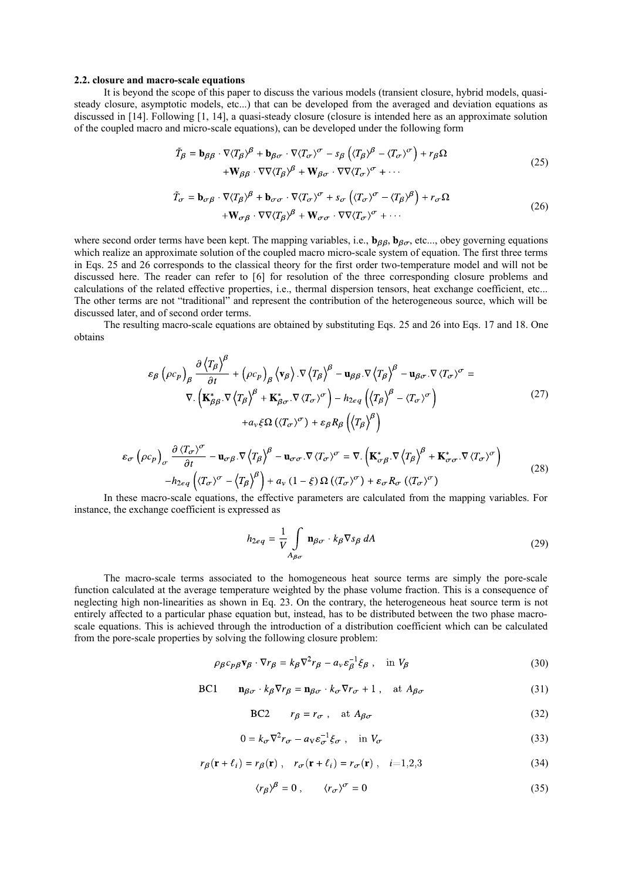### 2.2. closure and macro-scale equations

It is beyond the scope of this paper to discuss the various models (transient closure, hybrid models, quasi-steady closure, asymptotic models, etc...) that can be developed from the averaged and deviation equations as discussed in [14]. Following [1, 14], a quasi-steady closure (closure is intended here as an approximate solution of the coupled macro and micro-scale equations), can be developed under the following form

$$\tilde{T}_\beta = \mathbf{b}_{\beta\beta} \cdot \nabla\langle T_\beta\rangle^\beta + \mathbf{b}_{\beta\sigma} \cdot \nabla\langle T_\sigma\rangle^\sigma - s_\beta\left(\langle T_\beta\rangle^\beta - \langle T_\sigma\rangle^\sigma\right) + r_\beta\Omega$$
$$+\mathbf{W}_{\beta\beta} \cdot \nabla\nabla\langle T_\beta\rangle^\beta + \mathbf{W}_{\beta\sigma} \cdot \nabla\nabla\langle T_\sigma\rangle^\sigma + \cdots \tag{25}$$

$$\tilde{T}_\sigma = \mathbf{b}_{\sigma\beta} \cdot \nabla\langle T_\beta\rangle^\beta + \mathbf{b}_{\sigma\sigma} \cdot \nabla\langle T_\sigma\rangle^\sigma + s_\sigma\left(\langle T_\sigma\rangle^\sigma - \langle T_\beta\rangle^\beta\right) + r_\sigma\Omega$$
$$+\mathbf{W}_{\sigma\beta} \cdot \nabla\nabla\langle T_\beta\rangle^\beta + \mathbf{W}_{\sigma\sigma} \cdot \nabla\nabla\langle T_\sigma\rangle^\sigma + \cdots \tag{26}$$

where second order terms have been kept. The mapping variables, i.e., $\mathbf{b}_{\beta\beta}$, $\mathbf{b}_{\beta\sigma}$, etc..., obey governing equations which realize an approximate solution of the coupled macro micro-scale system of equation. The first three terms in Eqs. 25 and 26 corresponds to the classical theory for the first order two-temperature model and will not be discussed here. The reader can refer to [6] for resolution of the three corresponding closure problems and calculations of the related effective properties, i.e., thermal dispersion tensors, heat exchange coefficient, etc... The other terms are not "traditional" and represent the contribution of the heterogeneous source, which will be discussed later, and of second order terms.

The resulting macro-scale equations are obtained by substituting Eqs. 25 and 26 into Eqs. 17 and 18. One obtains

$$\varepsilon_\beta\left(\rho c_P\right)_\beta \frac{\partial\left\langle T_\beta\right\rangle^\beta}{\partial t} + \left(\rho c_P\right)_\beta\left\langle \mathbf{v}_\beta\right\rangle.\nabla\left\langle T_\beta\right\rangle^\beta - \mathbf{u}_{\beta\beta}.\nabla\left\langle T_\beta\right\rangle^\beta - \mathbf{u}_{\beta\sigma}.\nabla\left\langle T_\sigma\right\rangle^\sigma =$$
$$\nabla.\left(\mathbf{K}^*_{\beta\beta}.\nabla\left\langle T_\beta\right\rangle^\beta + \mathbf{K}^*_{\beta\sigma}.\nabla\left\langle T_\sigma\right\rangle^\sigma\right) - h_{2eq}\left(\left\langle T_\beta\right\rangle^\beta - \left\langle T_\sigma\right\rangle^\sigma\right)$$
$$+a_v\xi\Omega\left(\left\langle T_\sigma\right\rangle^\sigma\right) + \varepsilon_\beta R_\beta\left(\left\langle T_\beta\right\rangle^\beta\right) \tag{27}$$

$$\varepsilon_\sigma\left(\rho c_P\right)_\sigma \frac{\partial\left\langle T_\sigma\right\rangle^\sigma}{\partial t} - \mathbf{u}_{\sigma\beta}.\nabla\left\langle T_\beta\right\rangle^\beta - \mathbf{u}_{\sigma\sigma}.\nabla\left\langle T_\sigma\right\rangle^\sigma = \nabla.\left(\mathbf{K}^*_{\sigma\beta}.\nabla\left\langle T_\beta\right\rangle^\beta + \mathbf{K}^*_{\sigma\sigma}.\nabla\left\langle T_\sigma\right\rangle^\sigma\right)$$
$$-h_{2eq}\left(\left\langle T_\sigma\right\rangle^\sigma - \left\langle T_\beta\right\rangle^\beta\right) + a_v\left(1-\xi\right)\Omega\left(\left\langle T_\sigma\right\rangle^\sigma\right) + \varepsilon_\sigma R_\sigma\left(\left\langle T_\sigma\right\rangle^\sigma\right) \tag{28}$$

In these macro-scale equations, the effective parameters are calculated from the mapping variables. For instance, the exchange coefficient is expressed as

$$h_{2eq} = \frac{1}{V}\int_{A_{\beta\sigma}} \mathbf{n}_{\beta\sigma} \cdot k_\beta \nabla s_\beta \, dA \tag{29}$$

The macro-scale terms associated to the homogeneous heat source terms are simply the pore-scale function calculated at the average temperature weighted by the phase volume fraction. This is a consequence of neglecting high non-linearities as shown in Eq. 23. On the contrary, the heterogeneous heat source term is not entirely affected to a particular phase equation but, instead, has to be distributed between the two phase macro-scale equations. This is achieved through the introduction of a distribution coefficient which can be calculated from the pore-scale properties by solving the following closure problem:

$$\rho_\beta c_{P\beta}\mathbf{v}_\beta \cdot \nabla r_\beta = k_\beta\nabla^2 r_\beta - a_v\varepsilon_\beta^{-1}\xi_\beta\,, \quad \text{in } V_\beta \tag{30}$$

$$\text{BC1} \qquad \mathbf{n}_{\beta\sigma} \cdot k_\beta\nabla r_\beta = \mathbf{n}_{\beta\sigma} \cdot k_\sigma\nabla r_\sigma + 1\,, \quad \text{at } A_{\beta\sigma} \tag{31}$$

$$\text{BC2} \qquad r_\beta = r_\sigma\,, \quad \text{at } A_{\beta\sigma} \tag{32}$$

$$0 = k_\sigma\nabla^2 r_\sigma - a_V\varepsilon_\sigma^{-1}\xi_\sigma\,, \quad \text{in } V_\sigma \tag{33}$$

$$r_\beta(\mathbf{r}+\ell_i) = r_\beta(\mathbf{r})\,, \quad r_\sigma(\mathbf{r}+\ell_i) = r_\sigma(\mathbf{r})\,, \quad i=1,2,3 \tag{34}$$

$$\langle r_\beta\rangle^\beta = 0\,, \qquad \langle r_\sigma\rangle^\sigma = 0 \tag{35}$$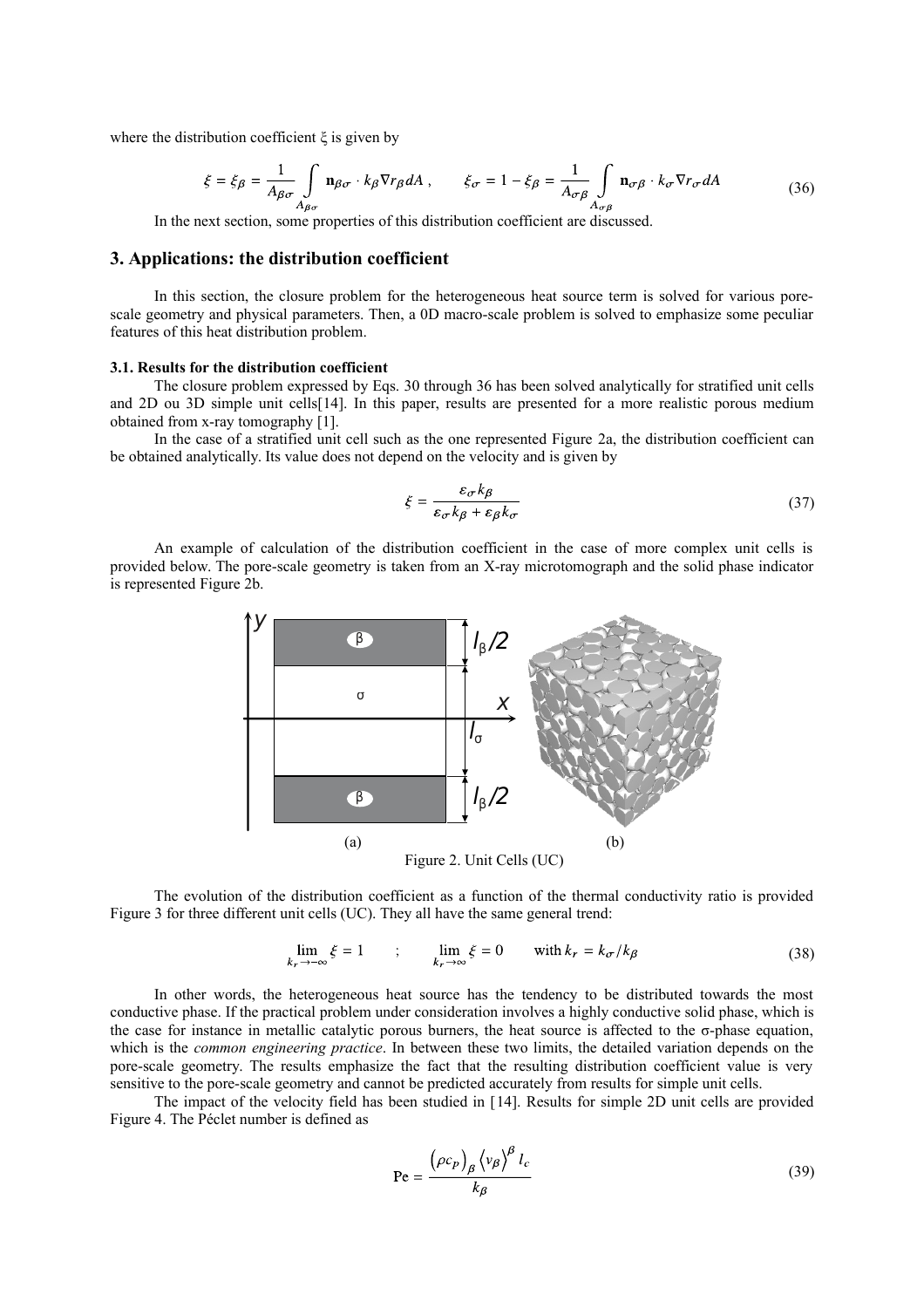where the distribution coefficient ξ is given by

$$\xi = \xi_\beta = \frac{1}{A_{\beta\sigma}} \int_{A_{\beta\sigma}} \mathbf{n}_{\beta\sigma} \cdot k_\beta \nabla r_\beta dA \; , \qquad \xi_\sigma = 1 - \xi_\beta = \frac{1}{A_{\sigma\beta}} \int_{A_{\sigma\beta}} \mathbf{n}_{\sigma\beta} \cdot k_\sigma \nabla r_\sigma dA \tag{36}$$

In the next section, some properties of this distribution coefficient are discussed.

## 3. Applications: the distribution coefficient

In this section, the closure problem for the heterogeneous heat source term is solved for various pore-scale geometry and physical parameters. Then, a 0D macro-scale problem is solved to emphasize some peculiar features of this heat distribution problem.

### 3.1. Results for the distribution coefficient

The closure problem expressed by Eqs. 30 through 36 has been solved analytically for stratified unit cells and 2D ou 3D simple unit cells[14]. In this paper, results are presented for a more realistic porous medium obtained from x-ray tomography [1].

In the case of a stratified unit cell such as the one represented Figure 2a, the distribution coefficient can be obtained analytically. Its value does not depend on the velocity and is given by

$$\xi = \frac{\varepsilon_\sigma k_\beta}{\varepsilon_\sigma k_\beta + \varepsilon_\beta k_\sigma} \tag{37}$$

An example of calculation of the distribution coefficient in the case of more complex unit cells is provided below. The pore-scale geometry is taken from an X-ray microtomograph and the solid phase indicator is represented Figure 2b.

(a) (b)

Figure 2. Unit Cells (UC)

The evolution of the distribution coefficient as a function of the thermal conductivity ratio is provided Figure 3 for three different unit cells (UC). They all have the same general trend:

$$\lim_{k_r \to -\infty} \xi = 1 \qquad ; \qquad \lim_{k_r \to \infty} \xi = 0 \qquad \text{with } k_r = k_\sigma / k_\beta \tag{38}$$

In other words, the heterogeneous heat source has the tendency to be distributed towards the most conductive phase. If the practical problem under consideration involves a highly conductive solid phase, which is the case for instance in metallic catalytic porous burners, the heat source is affected to the σ-phase equation, which is the *common engineering practice*. In between these two limits, the detailed variation depends on the pore-scale geometry. The results emphasize the fact that the resulting distribution coefficient value is very sensitive to the pore-scale geometry and cannot be predicted accurately from results for simple unit cells.

The impact of the velocity field has been studied in [14]. Results for simple 2D unit cells are provided Figure 4. The Péclet number is defined as

$$\text{Pe} = \frac{\left(\rho c_P\right)_\beta \left\langle v_\beta \right\rangle^\beta l_c}{k_\beta} \tag{39}$$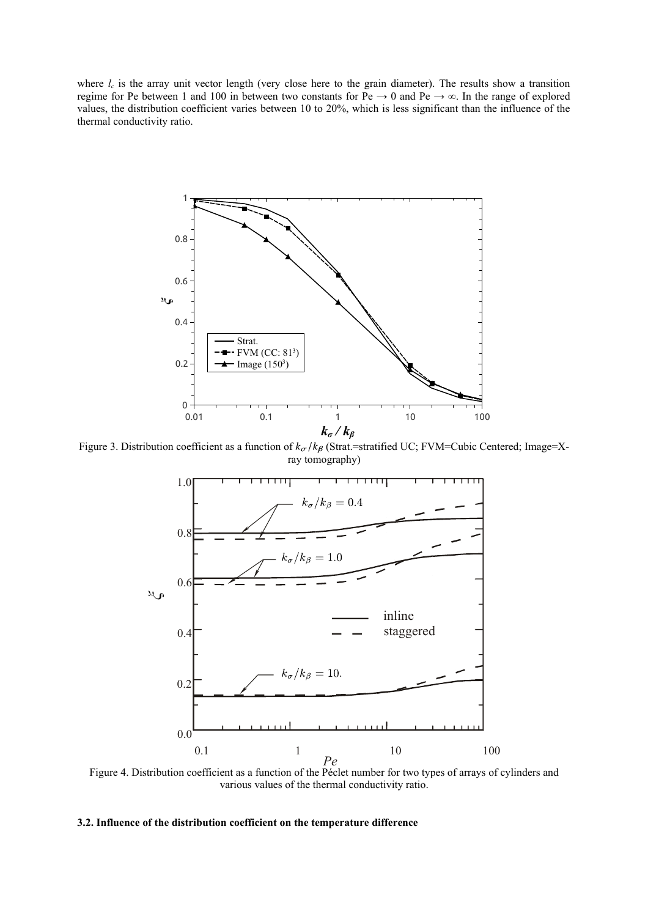where $l_c$ is the array unit vector length (very close here to the grain diameter). The results show a transition regime for Pe between 1 and 100 in between two constants for Pe → 0 and Pe → ∞. In the range of explored values, the distribution coefficient varies between 10 to 20%, which is less significant than the influence of the thermal conductivity ratio.

Figure 3. Distribution coefficient as a function of $k_\sigma / k_\beta$ (Strat.=stratified UC; FVM=Cubic Centered; Image=X-ray tomography)

Figure 4. Distribution coefficient as a function of the Péclet number for two types of arrays of cylinders and various values of the thermal conductivity ratio.

### 3.2. Influence of the distribution coefficient on the temperature difference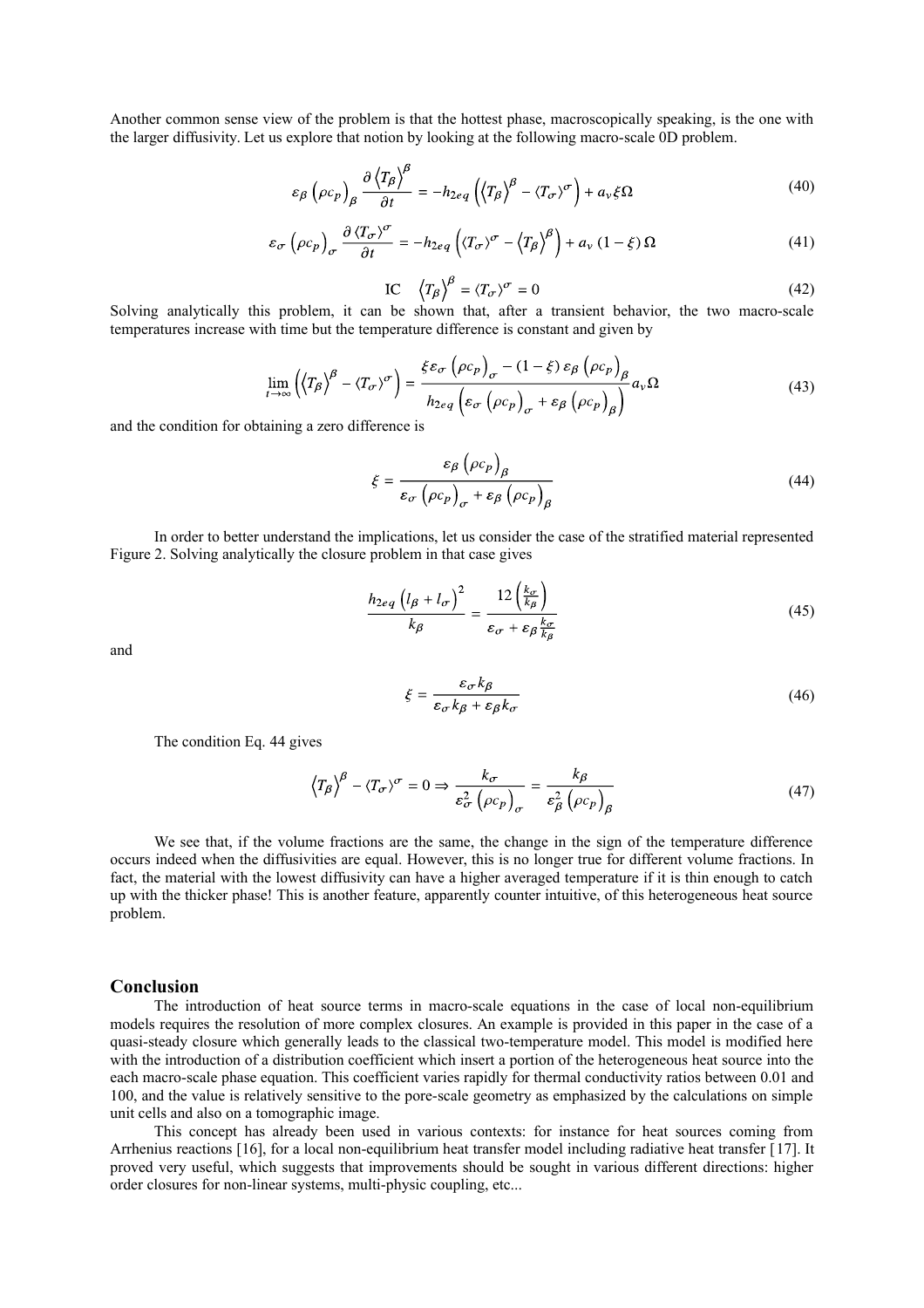Another common sense view of the problem is that the hottest phase, macroscopically speaking, is the one with the larger diffusivity. Let us explore that notion by looking at the following macro-scale 0D problem.

$$\varepsilon_\beta \left(\rho c_p\right)_\beta \frac{\partial \left\langle T_\beta \right\rangle^\beta}{\partial t} = -h_{2eq}\left(\left\langle T_\beta \right\rangle^\beta - \left\langle T_\sigma \right\rangle^\sigma\right) + a_v \xi \Omega \tag{40}$$

$$\varepsilon_\sigma \left(\rho c_p\right)_\sigma \frac{\partial \left\langle T_\sigma \right\rangle^\sigma}{\partial t} = -h_{2eq}\left(\left\langle T_\sigma \right\rangle^\sigma - \left\langle T_\beta \right\rangle^\beta\right) + a_v \left(1-\xi\right) \Omega \tag{41}$$

$$\text{IC} \quad \left\langle T_\beta \right\rangle^\beta = \left\langle T_\sigma \right\rangle^\sigma = 0 \tag{42}$$

Solving analytically this problem, it can be shown that, after a transient behavior, the two macro-scale temperatures increase with time but the temperature difference is constant and given by

$$\lim_{t\to\infty}\left(\left\langle T_\beta \right\rangle^\beta - \left\langle T_\sigma \right\rangle^\sigma\right) = \frac{\xi \varepsilon_\sigma \left(\rho c_p\right)_\sigma - \left(1-\xi\right)\varepsilon_\beta \left(\rho c_p\right)_\beta}{h_{2eq}\left(\varepsilon_\sigma \left(\rho c_p\right)_\sigma + \varepsilon_\beta \left(\rho c_p\right)_\beta\right)} a_v \Omega \tag{43}$$

and the condition for obtaining a zero difference is

$$\xi = \frac{\varepsilon_\beta \left(\rho c_p\right)_\beta}{\varepsilon_\sigma \left(\rho c_p\right)_\sigma + \varepsilon_\beta \left(\rho c_p\right)_\beta} \tag{44}$$

In order to better understand the implications, let us consider the case of the stratified material represented Figure 2. Solving analytically the closure problem in that case gives

$$\frac{h_{2eq}\left(l_\beta + l_\sigma\right)^2}{k_\beta} = \frac{12\left(\frac{k_\sigma}{k_\beta}\right)}{\varepsilon_\sigma + \varepsilon_\beta \frac{k_\sigma}{k_\beta}} \tag{45}$$

and

$$\xi = \frac{\varepsilon_\sigma k_\beta}{\varepsilon_\sigma k_\beta + \varepsilon_\beta k_\sigma} \tag{46}$$

The condition Eq. 44 gives

$$\left\langle T_\beta \right\rangle^\beta - \left\langle T_\sigma \right\rangle^\sigma = 0 \Rightarrow \frac{k_\sigma}{\varepsilon_\sigma^2 \left(\rho c_p\right)_\sigma} = \frac{k_\beta}{\varepsilon_\beta^2 \left(\rho c_p\right)_\beta} \tag{47}$$

We see that, if the volume fractions are the same, the change in the sign of the temperature difference occurs indeed when the diffusivities are equal. However, this is no longer true for different volume fractions. In fact, the material with the lowest diffusivity can have a higher averaged temperature if it is thin enough to catch up with the thicker phase! This is another feature, apparently counter intuitive, of this heterogeneous heat source problem.

## Conclusion

The introduction of heat source terms in macro-scale equations in the case of local non-equilibrium models requires the resolution of more complex closures. An example is provided in this paper in the case of a quasi-steady closure which generally leads to the classical two-temperature model. This model is modified here with the introduction of a distribution coefficient which insert a portion of the heterogeneous heat source into the each macro-scale phase equation. This coefficient varies rapidly for thermal conductivity ratios between 0.01 and 100, and the value is relatively sensitive to the pore-scale geometry as emphasized by the calculations on simple unit cells and also on a tomographic image.

This concept has already been used in various contexts: for instance for heat sources coming from Arrhenius reactions [16], for a local non-equilibrium heat transfer model including radiative heat transfer [17]. It proved very useful, which suggests that improvements should be sought in various different directions: higher order closures for non-linear systems, multi-physic coupling, etc...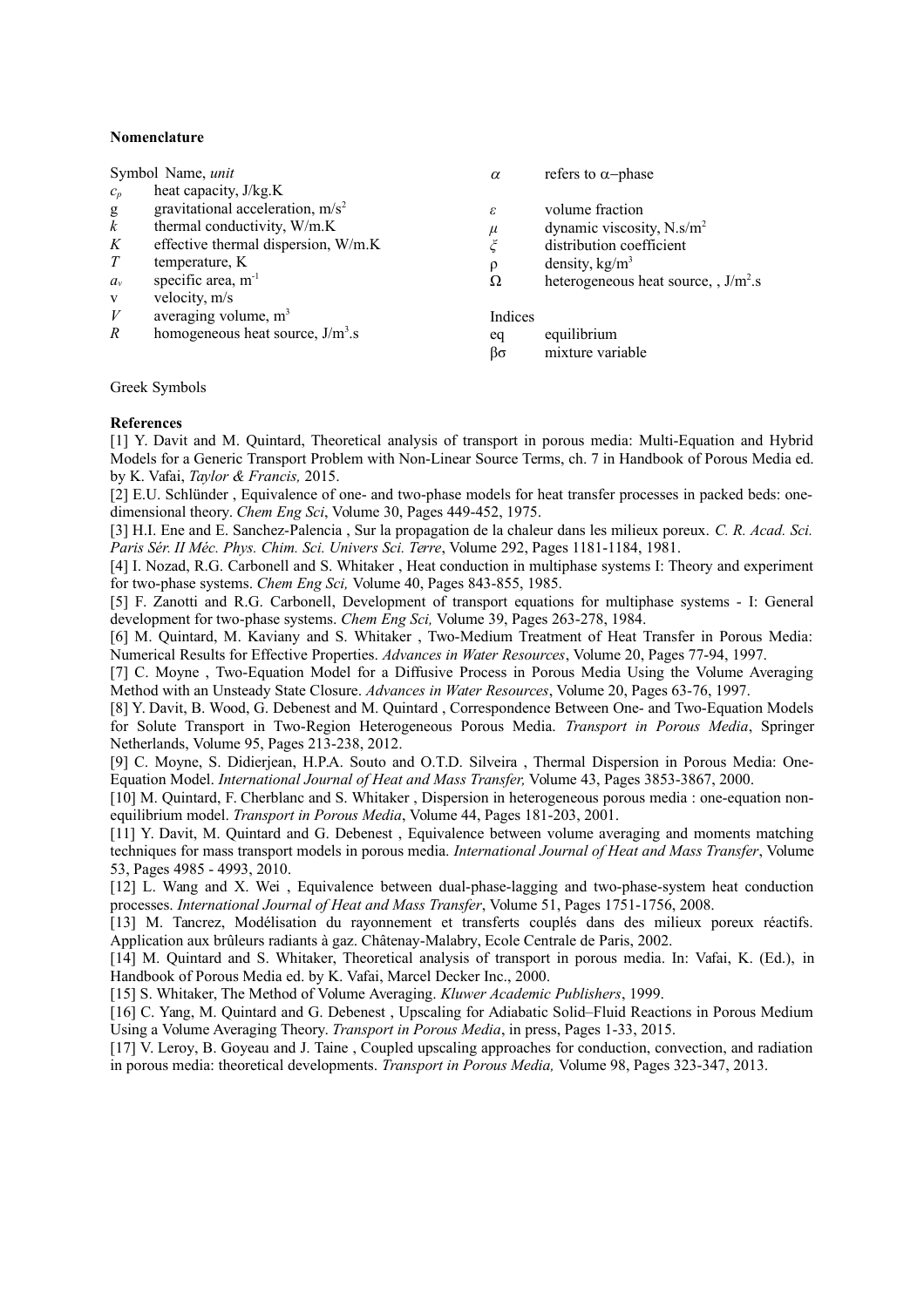**Nomenclature**

| Symbol | Name, *unit* | | |
|---|---|---|---|
| $c_p$ | heat capacity, J/kg.K | $\alpha$ | refers to $\alpha$–phase |
| g | gravitational acceleration, m/s$^2$ | $\varepsilon$ | volume fraction |
| $k$ | thermal conductivity, W/m.K | $\mu$ | dynamic viscosity, N.s/m$^2$ |
| $K$ | effective thermal dispersion, W/m.K | $\xi$ | distribution coefficient |
| $T$ | temperature, K | ρ | density, kg/m$^3$ |
| $a_v$ | specific area, m$^{-1}$ | Ω | heterogeneous heat source, , J/m$^2$.s |
| v | velocity, m/s | | |
| $V$ | averaging volume, m$^3$ | Indices | |
| $R$ | homogeneous heat source, J/m$^3$.s | eq | equilibrium |
| | | βσ | mixture variable |

Greek Symbols

**References**

[1] Y. Davit and M. Quintard, Theoretical analysis of transport in porous media: Multi-Equation and Hybrid Models for a Generic Transport Problem with Non-Linear Source Terms, ch. 7 in Handbook of Porous Media ed. by K. Vafai, *Taylor & Francis,* 2015.

[2] E.U. Schlünder , Equivalence of one- and two-phase models for heat transfer processes in packed beds: one-dimensional theory. *Chem Eng Sci*, Volume 30, Pages 449-452, 1975.

[3] H.I. Ene and E. Sanchez-Palencia , Sur la propagation de la chaleur dans les milieux poreux. *C. R. Acad. Sci. Paris Sér. II Méc. Phys. Chim. Sci. Univers Sci. Terre*, Volume 292, Pages 1181-1184, 1981.

[4] I. Nozad, R.G. Carbonell and S. Whitaker , Heat conduction in multiphase systems I: Theory and experiment for two-phase systems. *Chem Eng Sci,* Volume 40, Pages 843-855, 1985.

[5] F. Zanotti and R.G. Carbonell, Development of transport equations for multiphase systems - I: General development for two-phase systems. *Chem Eng Sci,* Volume 39, Pages 263-278, 1984.

[6] M. Quintard, M. Kaviany and S. Whitaker , Two-Medium Treatment of Heat Transfer in Porous Media: Numerical Results for Effective Properties. *Advances in Water Resources*, Volume 20, Pages 77-94, 1997.

[7] C. Moyne , Two-Equation Model for a Diffusive Process in Porous Media Using the Volume Averaging Method with an Unsteady State Closure. *Advances in Water Resources*, Volume 20, Pages 63-76, 1997.

[8] Y. Davit, B. Wood, G. Debenest and M. Quintard , Correspondence Between One- and Two-Equation Models for Solute Transport in Two-Region Heterogeneous Porous Media. *Transport in Porous Media*, Springer Netherlands, Volume 95, Pages 213-238, 2012.

[9] C. Moyne, S. Didierjean, H.P.A. Souto and O.T.D. Silveira , Thermal Dispersion in Porous Media: One-Equation Model. *International Journal of Heat and Mass Transfer,* Volume 43, Pages 3853-3867, 2000.

[10] M. Quintard, F. Cherblanc and S. Whitaker , Dispersion in heterogeneous porous media : one-equation non-equilibrium model. *Transport in Porous Media*, Volume 44, Pages 181-203, 2001.

[11] Y. Davit, M. Quintard and G. Debenest , Equivalence between volume averaging and moments matching techniques for mass transport models in porous media. *International Journal of Heat and Mass Transfer*, Volume 53, Pages 4985 - 4993, 2010.

[12] L. Wang and X. Wei , Equivalence between dual-phase-lagging and two-phase-system heat conduction processes. *International Journal of Heat and Mass Transfer*, Volume 51, Pages 1751-1756, 2008.

[13] M. Tancrez, Modélisation du rayonnement et transferts couplés dans des milieux poreux réactifs. Application aux brûleurs radiants à gaz. Châtenay-Malabry, Ecole Centrale de Paris, 2002.

[14] M. Quintard and S. Whitaker, Theoretical analysis of transport in porous media. In: Vafai, K. (Ed.), in Handbook of Porous Media ed. by K. Vafai, Marcel Decker Inc., 2000.

[15] S. Whitaker, The Method of Volume Averaging. *Kluwer Academic Publishers*, 1999.

[16] C. Yang, M. Quintard and G. Debenest , Upscaling for Adiabatic Solid–Fluid Reactions in Porous Medium Using a Volume Averaging Theory. *Transport in Porous Media*, in press, Pages 1-33, 2015.

[17] V. Leroy, B. Goyeau and J. Taine , Coupled upscaling approaches for conduction, convection, and radiation in porous media: theoretical developments. *Transport in Porous Media,* Volume 98, Pages 323-347, 2013.